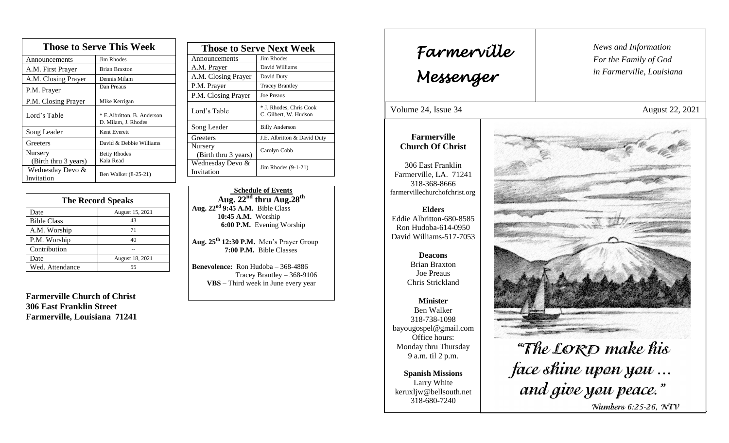## Those to Serve This Week

| Those to Serve This Week | |
|---|---|
| Announcements | Jim Rhodes |
| A.M. First Prayer | Brian Braxton |
| A.M. Closing Prayer | Dennis Milam |
| P.M. Prayer | Dan Preaus |
| P.M. Closing Prayer | Mike Kerrigan |
| Lord's Table | * E.Albritton, B. Anderson D. Milam, J. Rhodes |
| Song Leader | Kent Everett |
| Greeters | David & Debbie Williams |
| Nursery (Birth thru 3 years) | Betty Rhodes Kaia Read |
| Wednesday Devo & Invitation | Ben Walker (8-25-21) |

## The Record Speaks

| The Record Speaks | |
|---|---|
| Date | August 15, 2021 |
| Bible Class | 43 |
| A.M. Worship | 71 |
| P.M. Worship | 40 |
| Contribution | -- |
| Date | August 18, 2021 |
| Wed. Attendance | 55 |

**Farmerville Church of Christ**
**306 East Franklin Street**
**Farmerville, Louisiana 71241**

## Those to Serve Next Week

| Those to Serve Next Week | |
|---|---|
| Announcements | Jim Rhodes |
| A.M. Prayer | David Williams |
| A.M. Closing Prayer | David Duty |
| P.M. Prayer | Tracey Brantley |
| P.M. Closing Prayer | Joe Preaus |
| Lord's Table | * J. Rhodes, Chris Cook C. Gilbert, W. Hudson |
| Song Leader | Billy Anderson |
| Greeters | J.E. Albritton & David Duty |
| Nursery (Birth thru 3 years) | Carolyn Cobb |
| Wednesday Devo & Invitation | Jim Rhodes (9-1-21) |

**Schedule of Events**

**Aug. 22nd thru Aug.28th**

**Aug. 22nd 9:45 A.M.** Bible Class
**10:45 A.M.** Worship
**6:00 P.M.** Evening Worship

**Aug. 25th 12:30 P.M.** Men's Prayer Group
**7:00 P.M.** Bible Classes

**Benevolence:** Ron Hudoba – 368-4886
Tracey Brantley – 368-9106
**VBS** – Third week in June every year

# Farmerville Messenger

*News and Information*
*For the Family of God*
*in Farmerville, Louisiana*

Volume 24, Issue 34 — August 22, 2021

**Farmerville Church Of Christ**

306 East Franklin
Farmerville, LA. 71241
318-368-8666
farmervillechurchofchrist.org

**Elders**
Eddie Albritton-680-8585
Ron Hudoba-614-0950
David Williams-517-7053

**Deacons**
Brian Braxton
Joe Preaus
Chris Strickland

**Minister**
Ben Walker
318-738-1098
bayougospel@gmail.com
Office hours:
Monday thru Thursday
9 a.m. til 2 p.m.

**Spanish Missions**
Larry White
keruxljw@bellsouth.net
318-680-7240

*"The LORD make his face shine upon you … and give you peace."*
*Numbers 6:25-26, NIV*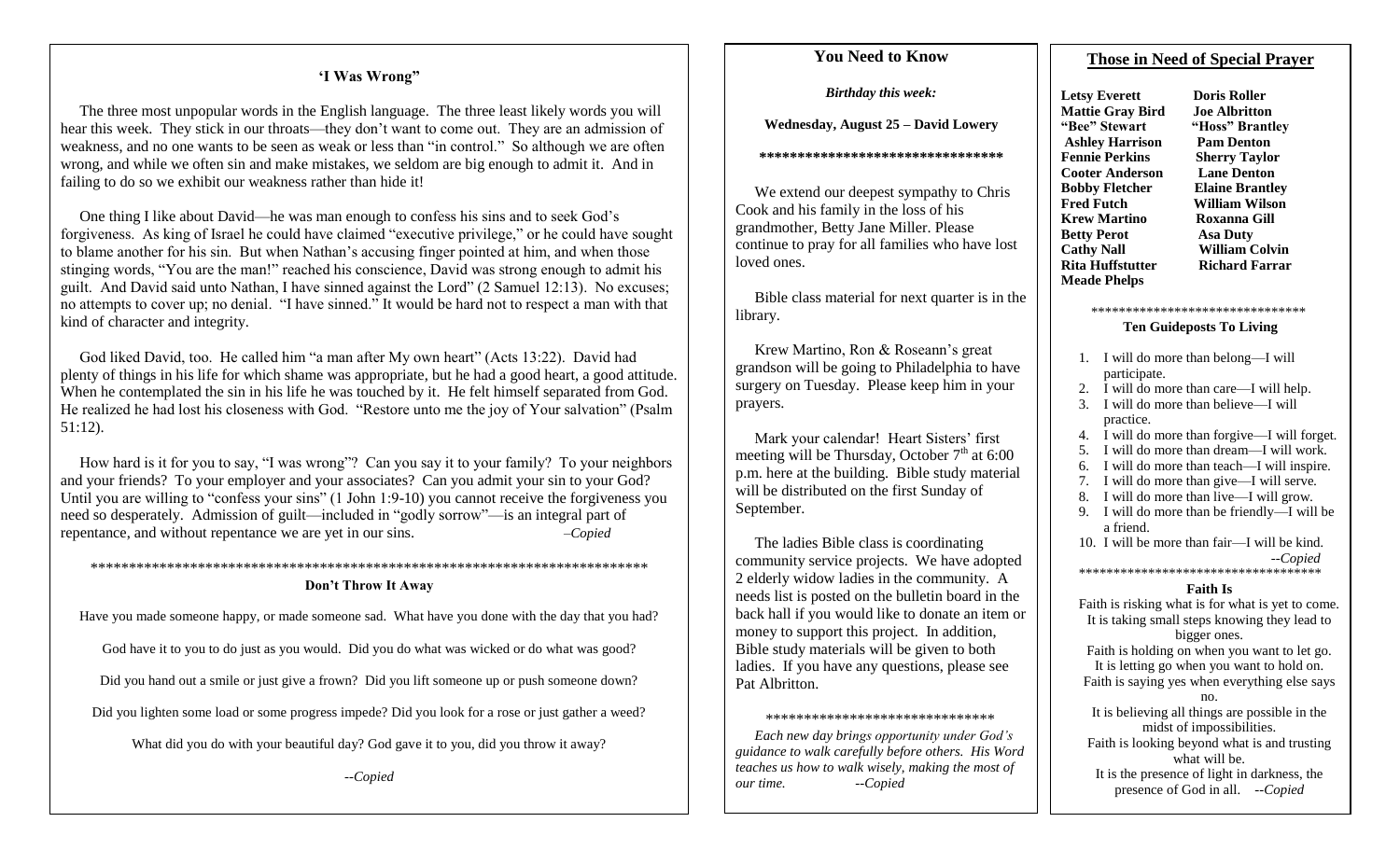## 'I Was Wrong"

The three most unpopular words in the English language. The three least likely words you will hear this week. They stick in our throats—they don't want to come out. They are an admission of weakness, and no one wants to be seen as weak or less than "in control." So although we are often wrong, and while we often sin and make mistakes, we seldom are big enough to admit it. And in failing to do so we exhibit our weakness rather than hide it!

One thing I like about David—he was man enough to confess his sins and to seek God's forgiveness. As king of Israel he could have claimed "executive privilege," or he could have sought to blame another for his sin. But when Nathan's accusing finger pointed at him, and when those stinging words, "You are the man!" reached his conscience, David was strong enough to admit his guilt. And David said unto Nathan, I have sinned against the Lord" (2 Samuel 12:13). No excuses; no attempts to cover up; no denial. "I have sinned." It would be hard not to respect a man with that kind of character and integrity.

God liked David, too. He called him "a man after My own heart" (Acts 13:22). David had plenty of things in his life for which shame was appropriate, but he had a good heart, a good attitude. When he contemplated the sin in his life he was touched by it. He felt himself separated from God. He realized he had lost his closeness with God. "Restore unto me the joy of Your salvation" (Psalm 51:12).

How hard is it for you to say, "I was wrong"? Can you say it to your family? To your neighbors and your friends? To your employer and your associates? Can you admit your sin to your God? Until you are willing to "confess your sins" (1 John 1:9-10) you cannot receive the forgiveness you need so desperately. Admission of guilt—included in "godly sorrow"—is an integral part of repentance, and without repentance we are yet in our sins. *–Copied*

******************************************************************************

## Don't Throw It Away

Have you made someone happy, or made someone sad. What have you done with the day that you had?

God have it to you to do just as you would. Did you do what was wicked or do what was good?

Did you hand out a smile or just give a frown? Did you lift someone up or push someone down?

Did you lighten some load or some progress impede? Did you look for a rose or just gather a weed?

What did you do with your beautiful day? God gave it to you, did you throw it away?

*--Copied*

## You Need to Know

***Birthday this week:***

**Wednesday, August 25 – David Lowery**

**********************************

We extend our deepest sympathy to Chris Cook and his family in the loss of his grandmother, Betty Jane Miller. Please continue to pray for all families who have lost loved ones.

Bible class material for next quarter is in the library.

Krew Martino, Ron & Roseann's great grandson will be going to Philadelphia to have surgery on Tuesday. Please keep him in your prayers.

Mark your calendar! Heart Sisters' first meeting will be Thursday, October 7th at 6:00 p.m. here at the building. Bible study material will be distributed on the first Sunday of September.

The ladies Bible class is coordinating community service projects. We have adopted 2 elderly widow ladies in the community. A needs list is posted on the bulletin board in the back hall if you would like to donate an item or money to support this project. In addition, Bible study materials will be given to both ladies. If you have any questions, please see Pat Albritton.

********************************

*Each new day brings opportunity under God's guidance to walk carefully before others. His Word teaches us how to walk wisely, making the most of our time. --Copied*

## Those in Need of Special Prayer

| | |
|---|---|
| **Letsy Everett** | **Doris Roller** |
| **Mattie Gray Bird** | **Joe Albritton** |
| **"Bee" Stewart** | **"Hoss" Brantley** |
| **Ashley Harrison** | **Pam Denton** |
| **Fennie Perkins** | **Sherry Taylor** |
| **Cooter Anderson** | **Lane Denton** |
| **Bobby Fletcher** | **Elaine Brantley** |
| **Fred Futch** | **William Wilson** |
| **Krew Martino** | **Roxanna Gill** |
| **Betty Perot** | **Asa Duty** |
| **Cathy Nall** | **William Colvin** |
| **Rita Huffstutter** | **Richard Farrar** |
| **Meade Phelps** | |

********************************

### Ten Guideposts To Living

1. I will do more than belong—I will participate.
2. I will do more than care—I will help.
3. I will do more than believe—I will practice.
4. I will do more than forgive—I will forget.
5. I will do more than dream—I will work.
6. I will do more than teach—I will inspire.
7. I will do more than give—I will serve.
8. I will do more than live—I will grow.
9. I will do more than be friendly—I will be a friend.
10. I will be more than fair—I will be kind.

*--Copied*

************************************

### Faith Is

Faith is risking what is for what is yet to come.
It is taking small steps knowing they lead to bigger ones.
Faith is holding on when you want to let go.
It is letting go when you want to hold on.
Faith is saying yes when everything else says no.
It is believing all things are possible in the midst of impossibilities.
Faith is looking beyond what is and trusting what will be.
It is the presence of light in darkness, the presence of God in all. *--Copied*